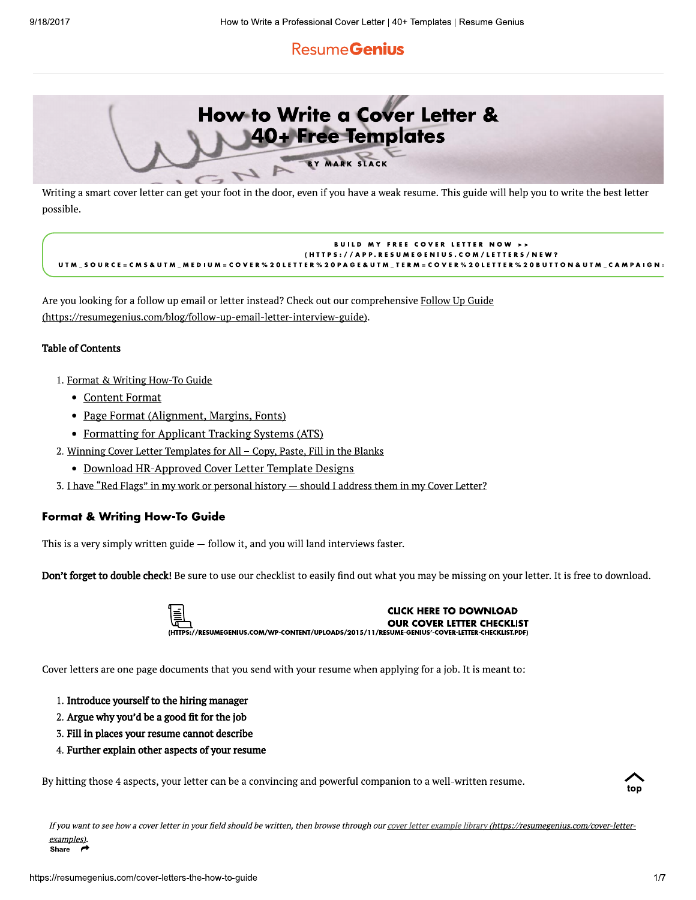ResumeGenius

# How to Write a Cover Letter & 40+ Free Templates

BY MARK SLACK

Writing a smart cover letter can get your foot in the door, even if you have a weak resume. This guide will help you to write the best letter possible.

BUILD MY FREE COVER LETTER NOW >> (HTTPS://APP.RESUMEGENIUS.COM/LETTERS/NEW?UTM_SOURCE=CMS&UTM_MEDIUM=COVER%20LETTER%20PAGE&UTM_TERM=COVER%20LETTER%20BUTTON&UTM_CAMPAIGN:

Are you looking for a follow up email or letter instead? Check out our comprehensive Follow Up Guide (https://resumegenius.com/blog/follow-up-email-letter-interview-guide).

**Table of Contents**

1. Format & Writing How-To Guide
   - Content Format
   - Page Format (Alignment, Margins, Fonts)
   - Formatting for Applicant Tracking Systems (ATS)
2. Winning Cover Letter Templates for All – Copy, Paste, Fill in the Blanks
   - Download HR-Approved Cover Letter Template Designs
3. I have "Red Flags" in my work or personal history — should I address them in my Cover Letter?

## Format & Writing How-To Guide

This is a very simply written guide — follow it, and you will land interviews faster.

**Don't forget to double check!** Be sure to use our checklist to easily find out what you may be missing on your letter. It is free to download.

CLICK HERE TO DOWNLOAD OUR COVER LETTER CHECKLIST (HTTPS://RESUMEGENIUS.COM/WP-CONTENT/UPLOADS/2015/11/RESUME-GENIUS'-COVER-LETTER-CHECKLIST.PDF)

Cover letters are one page documents that you send with your resume when applying for a job. It is meant to:

1. **Introduce yourself to the hiring manager**
2. **Argue why you'd be a good fit for the job**
3. **Fill in places your resume cannot describe**
4. **Further explain other aspects of your resume**

By hitting those 4 aspects, your letter can be a convincing and powerful companion to a well-written resume.

*If you want to see how a cover letter in your field should be written, then browse through our cover letter example library (https://resumegenius.com/cover-letter-examples).*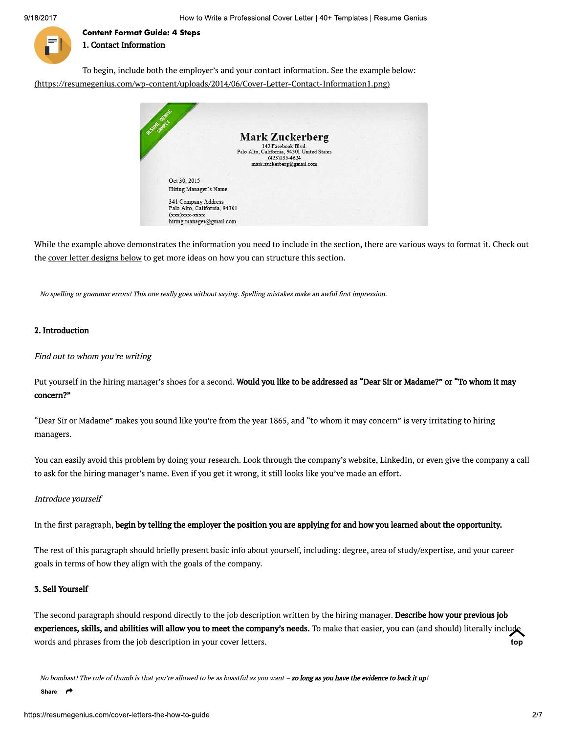### Content Format Guide: 4 Steps

#### 1. Contact Information

To begin, include both the employer's and your contact information. See the example below:
(https://resumegenius.com/wp-content/uploads/2014/06/Cover-Letter-Contact-Information1.png)

While the example above demonstrates the information you need to include in the section, there are various ways to format it. Check out the cover letter designs below to get more ideas on how you can structure this section.

*No spelling or grammar errors! This one really goes without saying. Spelling mistakes make an awful first impression.*

#### 2. Introduction

*Find out to whom you're writing*

Put yourself in the hiring manager's shoes for a second. **Would you like to be addressed as "Dear Sir or Madame?" or "To whom it may concern?"**

"Dear Sir or Madame" makes you sound like you're from the year 1865, and "to whom it may concern" is very irritating to hiring managers.

You can easily avoid this problem by doing your research. Look through the company's website, LinkedIn, or even give the company a call to ask for the hiring manager's name. Even if you get it wrong, it still looks like you've made an effort.

*Introduce yourself*

In the first paragraph, **begin by telling the employer the position you are applying for and how you learned about the opportunity.**

The rest of this paragraph should briefly present basic info about yourself, including: degree, area of study/expertise, and your career goals in terms of how they align with the goals of the company.

#### 3. Sell Yourself

The second paragraph should respond directly to the job description written by the hiring manager. **Describe how your previous job experiences, skills, and abilities will allow you to meet the company's needs.** To make that easier, you can (and should) literally include words and phrases from the job description in your cover letters.

*No bombast! The rule of thumb is that you're allowed to be as boastful as you want – **so long as you have the evidence to back it up**!*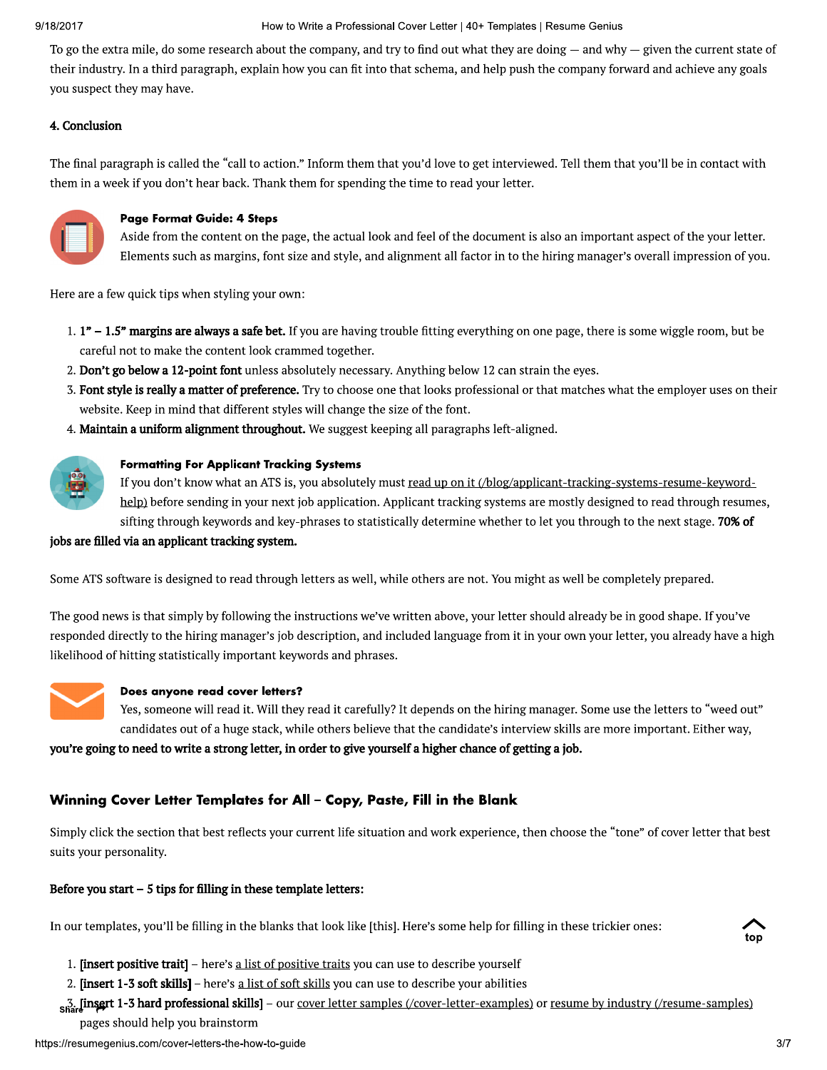To go the extra mile, do some research about the company, and try to find out what they are doing — and why — given the current state of their industry. In a third paragraph, explain how you can fit into that schema, and help push the company forward and achieve any goals you suspect they may have.

**4. Conclusion**

The final paragraph is called the "call to action." Inform them that you'd love to get interviewed. Tell them that you'll be in contact with them in a week if you don't hear back. Thank them for spending the time to read your letter.

**Page Format Guide: 4 Steps**

Aside from the content on the page, the actual look and feel of the document is also an important aspect of the your letter. Elements such as margins, font size and style, and alignment all factor in to the hiring manager's overall impression of you.

Here are a few quick tips when styling your own:

1. **1" – 1.5" margins are always a safe bet.** If you are having trouble fitting everything on one page, there is some wiggle room, but be careful not to make the content look crammed together.
2. **Don't go below a 12-point font** unless absolutely necessary. Anything below 12 can strain the eyes.
3. **Font style is really a matter of preference.** Try to choose one that looks professional or that matches what the employer uses on their website. Keep in mind that different styles will change the size of the font.
4. **Maintain a uniform alignment throughout.** We suggest keeping all paragraphs left-aligned.

**Formatting For Applicant Tracking Systems**

If you don't know what an ATS is, you absolutely must read up on it (/blog/applicant-tracking-systems-resume-keyword-help) before sending in your next job application. Applicant tracking systems are mostly designed to read through resumes, sifting through keywords and key-phrases to statistically determine whether to let you through to the next stage. **70% of jobs are filled via an applicant tracking system.**

Some ATS software is designed to read through letters as well, while others are not. You might as well be completely prepared.

The good news is that simply by following the instructions we've written above, your letter should already be in good shape. If you've responded directly to the hiring manager's job description, and included language from it in your own your letter, you already have a high likelihood of hitting statistically important keywords and phrases.

**Does anyone read cover letters?**

Yes, someone will read it. Will they read it carefully? It depends on the hiring manager. Some use the letters to "weed out" candidates out of a huge stack, while others believe that the candidate's interview skills are more important. Either way, **you're going to need to write a strong letter, in order to give yourself a higher chance of getting a job.**

## Winning Cover Letter Templates for All – Copy, Paste, Fill in the Blank

Simply click the section that best reflects your current life situation and work experience, then choose the "tone" of cover letter that best suits your personality.

**Before you start – 5 tips for filling in these template letters:**

In our templates, you'll be filling in the blanks that look like [this]. Here's some help for filling in these trickier ones:

1. **[insert positive trait]** – here's a list of positive traits you can use to describe yourself
2. **[insert 1-3 soft skills]** – here's a list of soft skills you can use to describe your abilities
3. **[insert 1-3 hard professional skills]** – our cover letter samples (/cover-letter-examples) or resume by industry (/resume-samples) pages should help you brainstorm